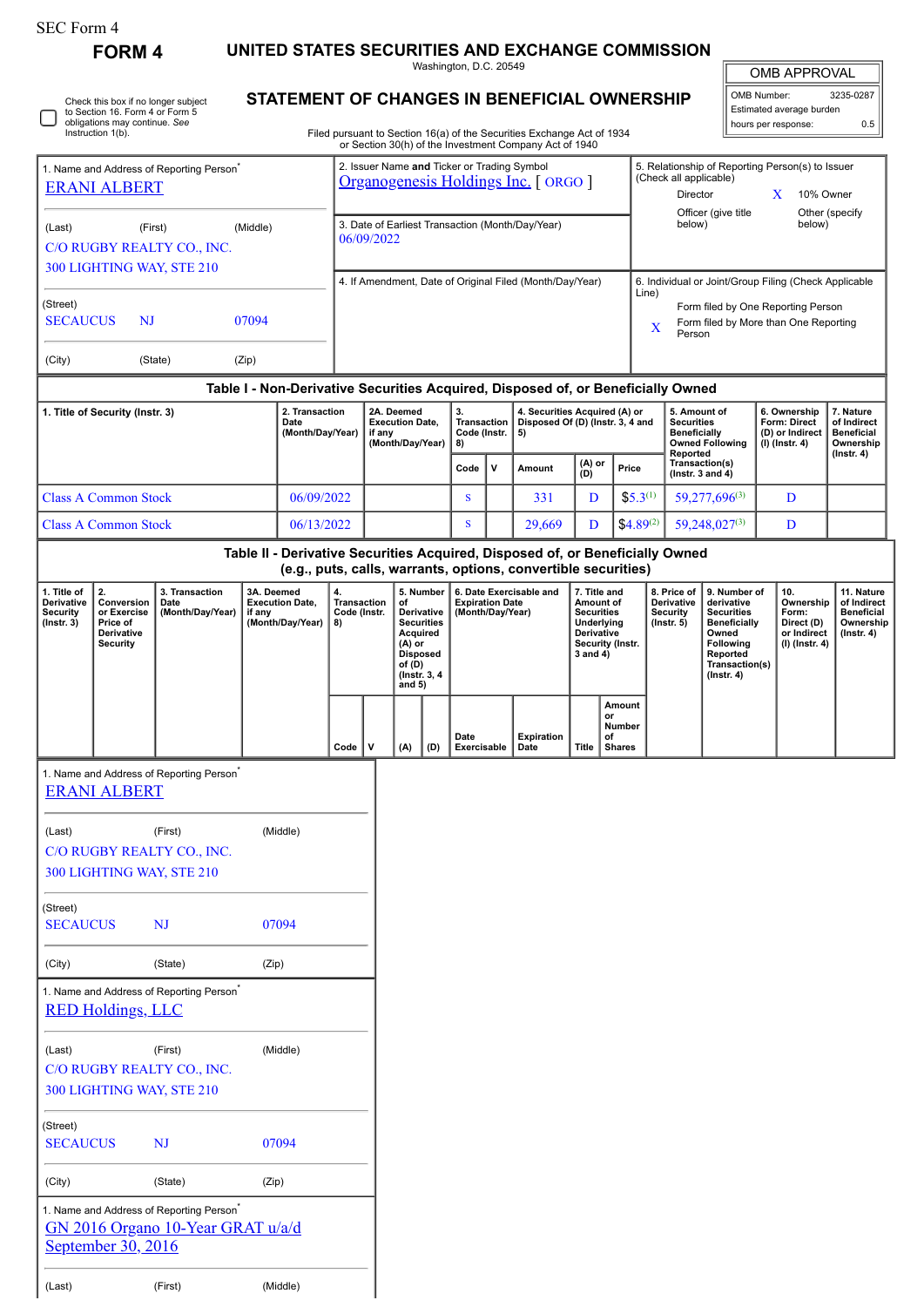SEC Form 4

**FORM 4**

# UNITED STATES SECURITIES AND EXCHANGE COMMISSION

Washington, D.C. 20549

## STATEMENT OF CHANGES IN BENEFICIAL OWNERSHIP

Filed pursuant to Section 16(a) of the Securities Exchange Act of 1934 or Section 30(h) of the Investment Company Act of 1940

| OMB APPROVAL | |
|---|---|
| OMB Number: | 3235-0287 |
| Estimated average burden | |
| hours per response: | 0.5 |

☐ Check this box if no longer subject to Section 16. Form 4 or Form 5 obligations may continue. *See* Instruction 1(b).

1. Name and Address of Reporting Person*
ERANI ALBERT

(Last) (First) (Middle)
C/O RUGBY REALTY CO., INC.
300 LIGHTING WAY, STE 210

(Street)
SECAUCUS NJ 07094

(City) (State) (Zip)

2. Issuer Name **and** Ticker or Trading Symbol
Organogenesis Holdings Inc. [ ORGO ]

3. Date of Earliest Transaction (Month/Day/Year)
06/09/2022

4. If Amendment, Date of Original Filed (Month/Day/Year)

5. Relationship of Reporting Person(s) to Issuer (Check all applicable)
Director
X 10% Owner
Officer (give title below)
Other (specify below)

6. Individual or Joint/Group Filing (Check Applicable Line)
Form filed by One Reporting Person
X Form filed by More than One Reporting Person

### Table I - Non-Derivative Securities Acquired, Disposed of, or Beneficially Owned

| 1. Title of Security (Instr. 3) | 2. Transaction Date (Month/Day/Year) | 2A. Deemed Execution Date, if any (Month/Day/Year) | 3. Transaction Code (Instr. 8) | | 4. Securities Acquired (A) or Disposed Of (D) (Instr. 3, 4 and 5) | | | 5. Amount of Securities Beneficially Owned Following Reported Transaction(s) (Instr. 3 and 4) | 6. Ownership Form: Direct (D) or Indirect (I) (Instr. 4) | 7. Nature of Indirect Beneficial Ownership (Instr. 4) |
|---|---|---|---|---|---|---|---|---|---|---|
| | | | Code | V | Amount | (A) or (D) | Price | | | |
| Class A Common Stock | 06/09/2022 | | S | | 331 | D | $5.3[1] | 59,277,696[3] | D | |
| Class A Common Stock | 06/13/2022 | | S | | 29,669 | D | $4.89[2] | 59,248,027[3] | D | |

### Table II - Derivative Securities Acquired, Disposed of, or Beneficially Owned (e.g., puts, calls, warrants, options, convertible securities)

| 1. Title of Derivative Security (Instr. 3) | 2. Conversion or Exercise Price of Derivative Security | 3. Transaction Date (Month/Day/Year) | 3A. Deemed Execution Date, if any (Month/Day/Year) | 4. Transaction Code (Instr. 8) | | 5. Number of Derivative Securities Acquired (A) or Disposed of (D) (Instr. 3, 4 and 5) | | 6. Date Exercisable and Expiration Date (Month/Day/Year) | | 7. Title and Amount of Securities Underlying Derivative Security (Instr. 3 and 4) | | 8. Price of Derivative Security (Instr. 5) | 9. Number of derivative Securities Beneficially Owned Following Reported Transaction(s) (Instr. 4) | 10. Ownership Form: Direct (D) or Indirect (I) (Instr. 4) | 11. Nature of Indirect Beneficial Ownership (Instr. 4) |
|---|---|---|---|---|---|---|---|---|---|---|---|---|---|---|---|
| | | | | Code | V | (A) | (D) | Date Exercisable | Expiration Date | Title | Amount or Number of Shares | | | | |

1. Name and Address of Reporting Person*
ERANI ALBERT

(Last) (First) (Middle)
C/O RUGBY REALTY CO., INC.
300 LIGHTING WAY, STE 210

(Street)
SECAUCUS NJ 07094

(City) (State) (Zip)

1. Name and Address of Reporting Person*
RED Holdings, LLC

(Last) (First) (Middle)
C/O RUGBY REALTY CO., INC.
300 LIGHTING WAY, STE 210

(Street)
SECAUCUS NJ 07094

(City) (State) (Zip)

1. Name and Address of Reporting Person*
GN 2016 Organo 10-Year GRAT u/a/d September 30, 2016

(Last) (First) (Middle)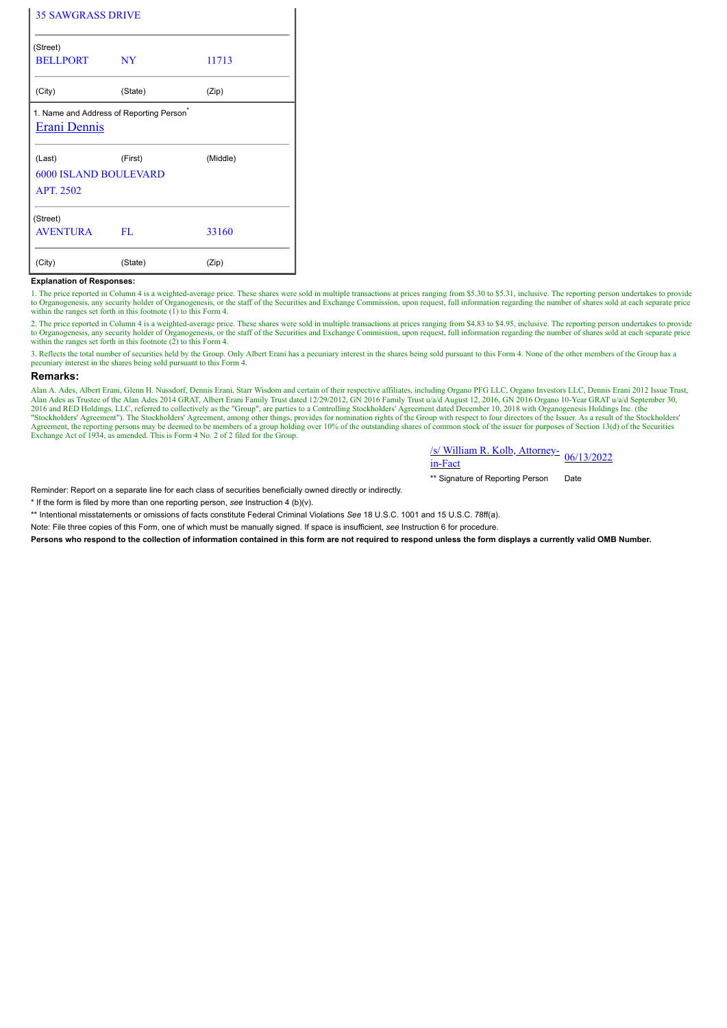| | | |
|---|---|---|
| 35 SAWGRASS DRIVE | | |
| (Street) | | |
| BELLPORT | NY | 11713 |
| (City) | (State) | (Zip) |

| 1. Name and Address of Reporting Person* | | |
|---|---|---|
| Erani Dennis | | |
| (Last) | (First) | (Middle) |
| 6000 ISLAND BOULEVARD<br>APT. 2502 | | |
| (Street) | | |
| AVENTURA | FL | 33160 |
| (City) | (State) | (Zip) |

**Explanation of Responses:**

1. The price reported in Column 4 is a weighted-average price. These shares were sold in multiple transactions at prices ranging from $5.30 to $5.31, inclusive. The reporting person undertakes to provide to Organogenesis, any security holder of Organogenesis, or the staff of the Securities and Exchange Commission, upon request, full information regarding the number of shares sold at each separate price within the ranges set forth in this footnote (1) to this Form 4.

2. The price reported in Column 4 is a weighted-average price. These shares were sold in multiple transactions at prices ranging from $4.83 to $4.95, inclusive. The reporting person undertakes to provide to Organogenesis, any security holder of Organogenesis, or the staff of the Securities and Exchange Commission, upon request, full information regarding the number of shares sold at each separate price within the ranges set forth in this footnote (2) to this Form 4.

3. Reflects the total number of securities held by the Group. Only Albert Erani has a pecuniary interest in the shares being sold pursuant to this Form 4. None of the other members of the Group has a pecuniary interest in the shares being sold pursuant to this Form 4.

## Remarks:

Alan A. Ades, Albert Erani, Glenn H. Nussdorf, Dennis Erani, Starr Wisdom and certain of their respective affiliates, including Organo PFG LLC, Organo Investors LLC, Dennis Erani 2012 Issue Trust, Alan Ades as Trustee of the Alan Ades 2014 GRAT, Albert Erani Family Trust dated 12/29/2012, GN 2016 Family Trust u/a/d August 12, 2016, GN 2016 Organo 10-Year GRAT u/a/d September 30, 2016 and RED Holdings, LLC, referred to collectively as the "Group", are parties to a Controlling Stockholders' Agreement dated December 10, 2018 with Organogenesis Holdings Inc. (the "Stockholders' Agreement"). The Stockholders' Agreement, among other things, provides for nomination rights of the Group with respect to four directors of the Issuer. As a result of the Stockholders' Agreement, the reporting persons may be deemed to be members of a group holding over 10% of the outstanding shares of common stock of the issuer for purposes of Section 13(d) of the Securities Exchange Act of 1934, as amended. This is Form 4 No. 2 of 2 filed for the Group.

| | |
|---|---|
| /s/ William R. Kolb, Attorney-in-Fact | 06/13/2022 |
| ** Signature of Reporting Person | Date |

Reminder: Report on a separate line for each class of securities beneficially owned directly or indirectly.

\* If the form is filed by more than one reporting person, *see* Instruction 4 (b)(v).

\*\* Intentional misstatements or omissions of facts constitute Federal Criminal Violations *See* 18 U.S.C. 1001 and 15 U.S.C. 78ff(a).

Note: File three copies of this Form, one of which must be manually signed. If space is insufficient, *see* Instruction 6 for procedure.

**Persons who respond to the collection of information contained in this form are not required to respond unless the form displays a currently valid OMB Number.**